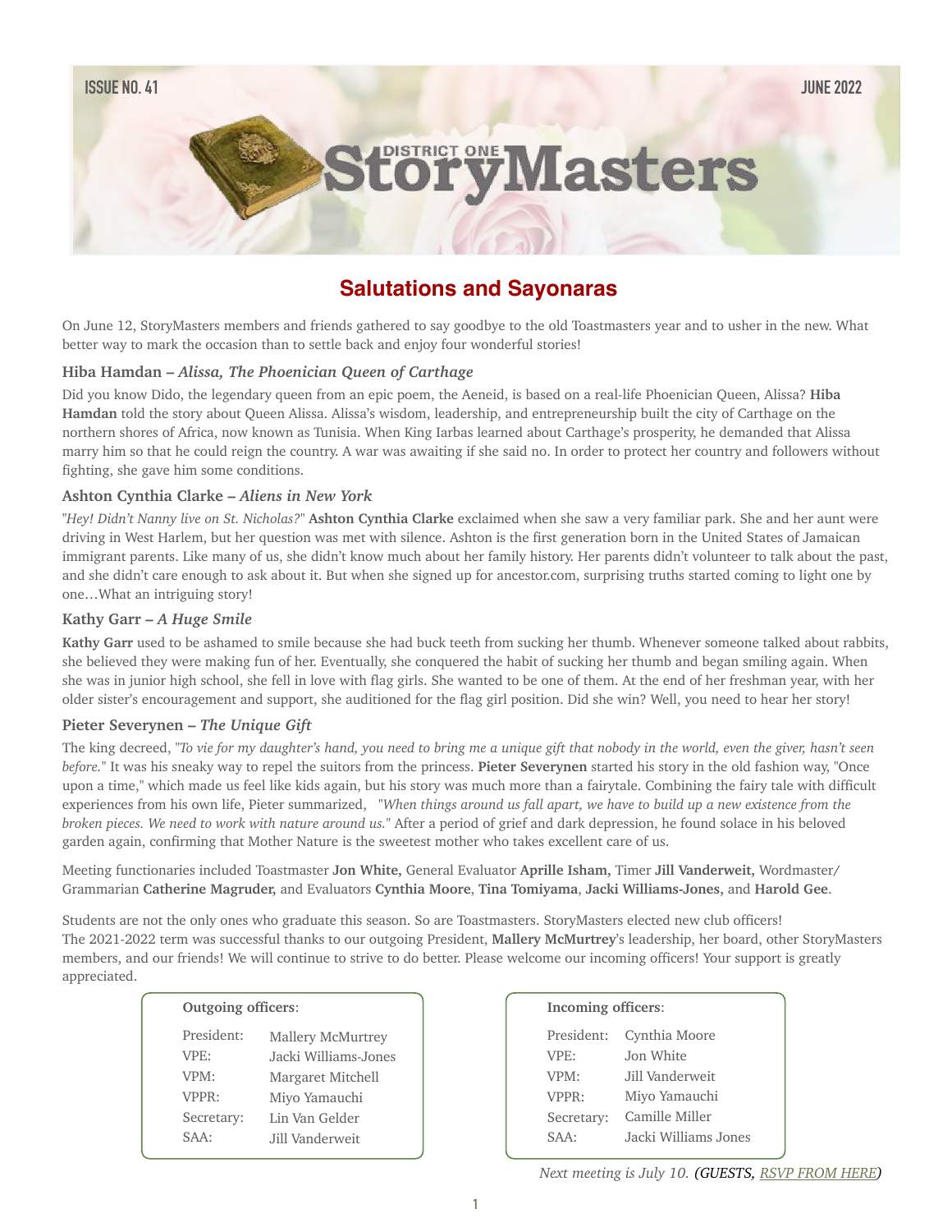ISSUE NO. 41 JUNE 2022

# DISTRICT ONE StoryMasters

## Salutations and Sayonaras

On June 12, StoryMasters members and friends gathered to say goodbye to the old Toastmasters year and to usher in the new. What better way to mark the occasion than to settle back and enjoy four wonderful stories!

### Hiba Hamdan – *Alissa, The Phoenician Queen of Carthage*

Did you know Dido, the legendary queen from an epic poem, the Aeneid, is based on a real-life Phoenician Queen, Alissa? **Hiba Hamdan** told the story about Queen Alissa. Alissa's wisdom, leadership, and entrepreneurship built the city of Carthage on the northern shores of Africa, now known as Tunisia. When King Iarbas learned about Carthage's prosperity, he demanded that Alissa marry him so that he could reign the country. A war was awaiting if she said no. In order to protect her country and followers without fighting, she gave him some conditions.

### Ashton Cynthia Clarke – *Aliens in New York*

"*Hey! Didn't Nanny live on St. Nicholas?*" **Ashton Cynthia Clarke** exclaimed when she saw a very familiar park. She and her aunt were driving in West Harlem, but her question was met with silence. Ashton is the first generation born in the United States of Jamaican immigrant parents. Like many of us, she didn't know much about her family history. Her parents didn't volunteer to talk about the past, and she didn't care enough to ask about it. But when she signed up for ancestor.com, surprising truths started coming to light one by one…What an intriguing story!

### Kathy Garr – *A Huge Smile*

**Kathy Garr** used to be ashamed to smile because she had buck teeth from sucking her thumb. Whenever someone talked about rabbits, she believed they were making fun of her. Eventually, she conquered the habit of sucking her thumb and began smiling again. When she was in junior high school, she fell in love with flag girls. She wanted to be one of them. At the end of her freshman year, with her older sister's encouragement and support, she auditioned for the flag girl position. Did she win? Well, you need to hear her story!

### Pieter Severynen – *The Unique Gift*

The king decreed, "*To vie for my daughter's hand, you need to bring me a unique gift that nobody in the world, even the giver, hasn't seen before.*" It was his sneaky way to repel the suitors from the princess. **Pieter Severynen** started his story in the old fashion way, "Once upon a time," which made us feel like kids again, but his story was much more than a fairytale. Combining the fairy tale with difficult experiences from his own life, Pieter summarized, "*When things around us fall apart, we have to build up a new existence from the broken pieces. We need to work with nature around us.*" After a period of grief and dark depression, he found solace in his beloved garden again, confirming that Mother Nature is the sweetest mother who takes excellent care of us.

Meeting functionaries included Toastmaster **Jon White,** General Evaluator **Aprille Isham,** Timer **Jill Vanderweit,** Wordmaster/ Grammarian **Catherine Magruder,** and Evaluators **Cynthia Moore**, **Tina Tomiyama**, **Jacki Williams-Jones,** and **Harold Gee**.

Students are not the only ones who graduate this season. So are Toastmasters. StoryMasters elected new club officers! The 2021-2022 term was successful thanks to our outgoing President, **Mallery McMurtrey**'s leadership, her board, other StoryMasters members, and our friends! We will continue to strive to do better. Please welcome our incoming officers! Your support is greatly appreciated.

**Outgoing officers**:

| | |
|---|---|
| President: | Mallery McMurtrey |
| VPE: | Jacki Williams-Jones |
| VPM: | Margaret Mitchell |
| VPPR: | Miyo Yamauchi |
| Secretary: | Lin Van Gelder |
| SAA: | Jill Vanderweit |

**Incoming officers**:

| | |
|---|---|
| President: | Cynthia Moore |
| VPE: | Jon White |
| VPM: | Jill Vanderweit |
| VPPR: | Miyo Yamauchi |
| Secretary: | Camille Miller |
| SAA: | Jacki Williams Jones |

*Next meeting is July 10. (GUESTS, RSVP FROM HERE)*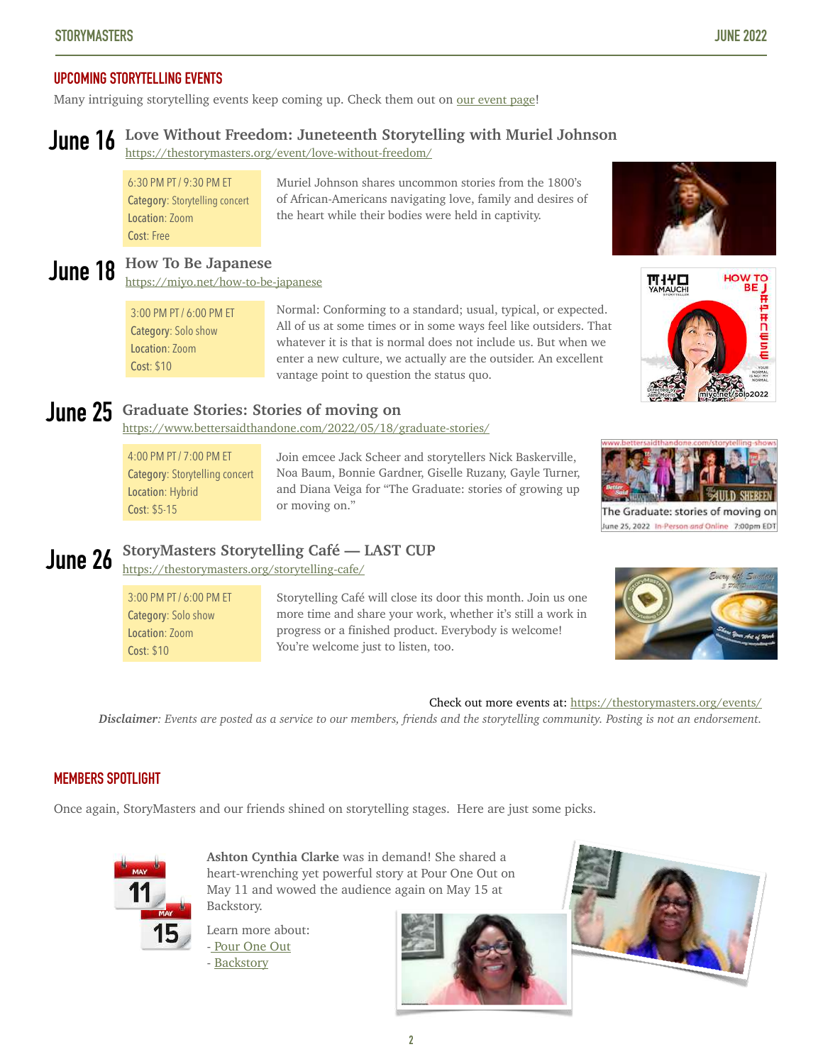## UPCOMING STORYTELLING EVENTS

Many intriguing storytelling events keep coming up. Check them out on our event page!

### June 16 Love Without Freedom: Juneteenth Storytelling with Muriel Johnson

https://thestorymasters.org/event/love-without-freedom/

6:30 PM PT / 9:30 PM ET
**Category**: Storytelling concert
**Location**: Zoom
**Cost**: Free

Muriel Johnson shares uncommon stories from the 1800's of African-Americans navigating love, family and desires of the heart while their bodies were held in captivity.

### June 18 How To Be Japanese

https://miyo.net/how-to-be-japanese

3:00 PM PT / 6:00 PM ET
**Category**: Solo show
**Location**: Zoom
**Cost**: $10

Normal: Conforming to a standard; usual, typical, or expected. All of us at some times or in some ways feel like outsiders. That whatever it is that is normal does not include us. But when we enter a new culture, we actually are the outsider. An excellent vantage point to question the status quo.

### June 25 Graduate Stories: Stories of moving on

https://www.bettersaidthandone.com/2022/05/18/graduate-stories/

4:00 PM PT / 7:00 PM ET
**Category**: Storytelling concert
**Location**: Hybrid
**Cost**: $5-15

Join emcee Jack Scheer and storytellers Nick Baskerville, Noa Baum, Bonnie Gardner, Giselle Ruzany, Gayle Turner, and Diana Veiga for "The Graduate: stories of growing up or moving on."

### June 26 StoryMasters Storytelling Café — LAST CUP

https://thestorymasters.org/storytelling-cafe/

3:00 PM PT / 6:00 PM ET
**Category**: Solo show
**Location**: Zoom
**Cost**: $10

Storytelling Café will close its door this month. Join us one more time and share your work, whether it's still a work in progress or a finished product. Everybody is welcome! You're welcome just to listen, too.

Check out more events at: https://thestorymasters.org/events/

***Disclaimer**: Events are posted as a service to our members, friends and the storytelling community. Posting is not an endorsement.*

## MEMBERS SPOTLIGHT

Once again, StoryMasters and our friends shined on storytelling stages. Here are just some picks.

**Ashton Cynthia Clarke** was in demand! She shared a heart-wrenching yet powerful story at Pour One Out on May 11 and wowed the audience again on May 15 at Backstory.

Learn more about:
- Pour One Out
- Backstory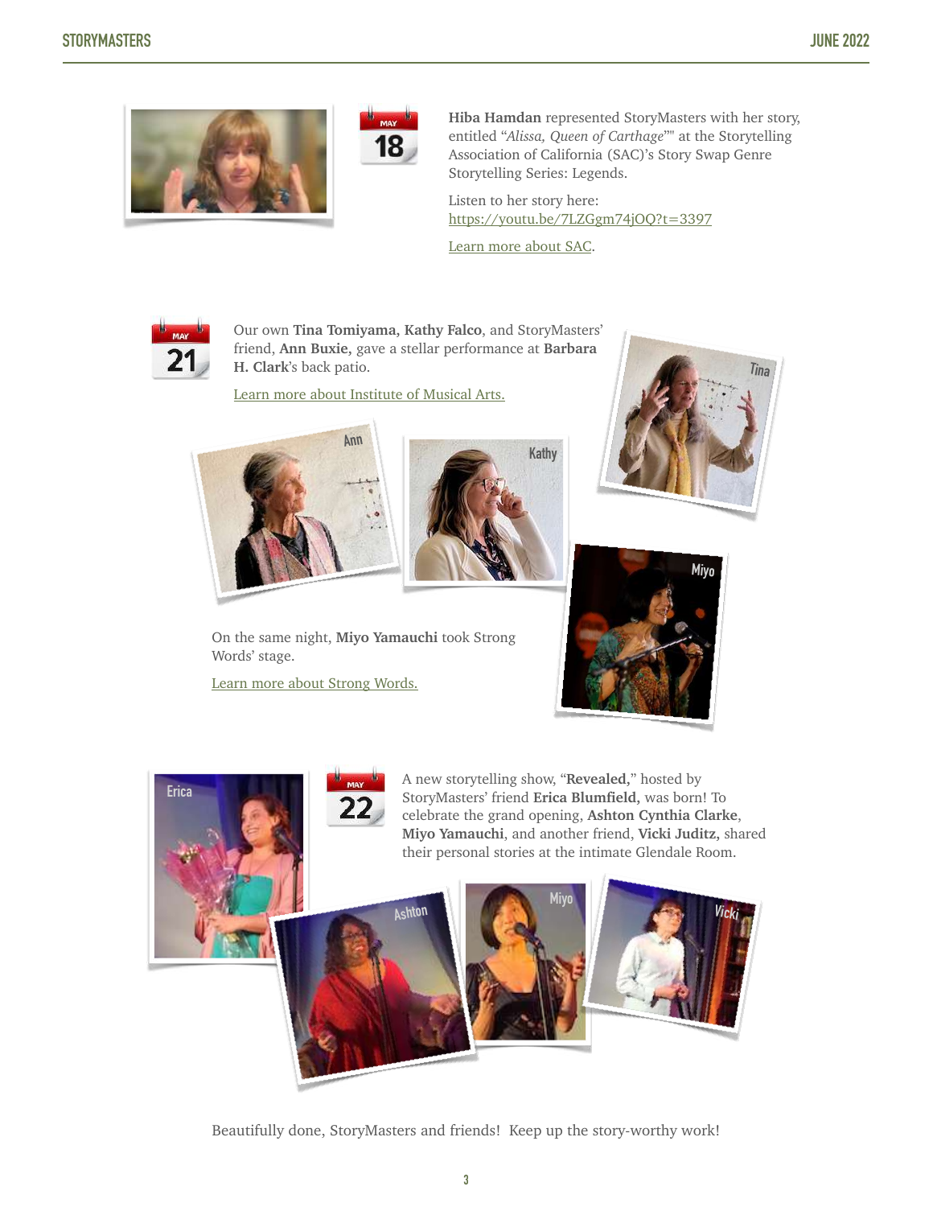MAY 18

**Hiba Hamdan** represented StoryMasters with her story, entitled "*Alissa, Queen of Carthage*"" at the Storytelling Association of California (SAC)'s Story Swap Genre Storytelling Series: Legends.

Listen to her story here: https://youtu.be/7LZGgm74jOQ?t=3397

Learn more about SAC.

MAY 21

Our own **Tina Tomiyama, Kathy Falco**, and StoryMasters' friend, **Ann Buxie,** gave a stellar performance at **Barbara H. Clark**'s back patio.

Learn more about Institute of Musical Arts.

On the same night, **Miyo Yamauchi** took Strong Words' stage.

Learn more about Strong Words.

MAY 22

A new storytelling show, "**Revealed,**" hosted by StoryMasters' friend **Erica Blumfield,** was born! To celebrate the grand opening, **Ashton Cynthia Clarke**, **Miyo Yamauchi**, and another friend, **Vicki Juditz,** shared their personal stories at the intimate Glendale Room.

Beautifully done, StoryMasters and friends! Keep up the story-worthy work!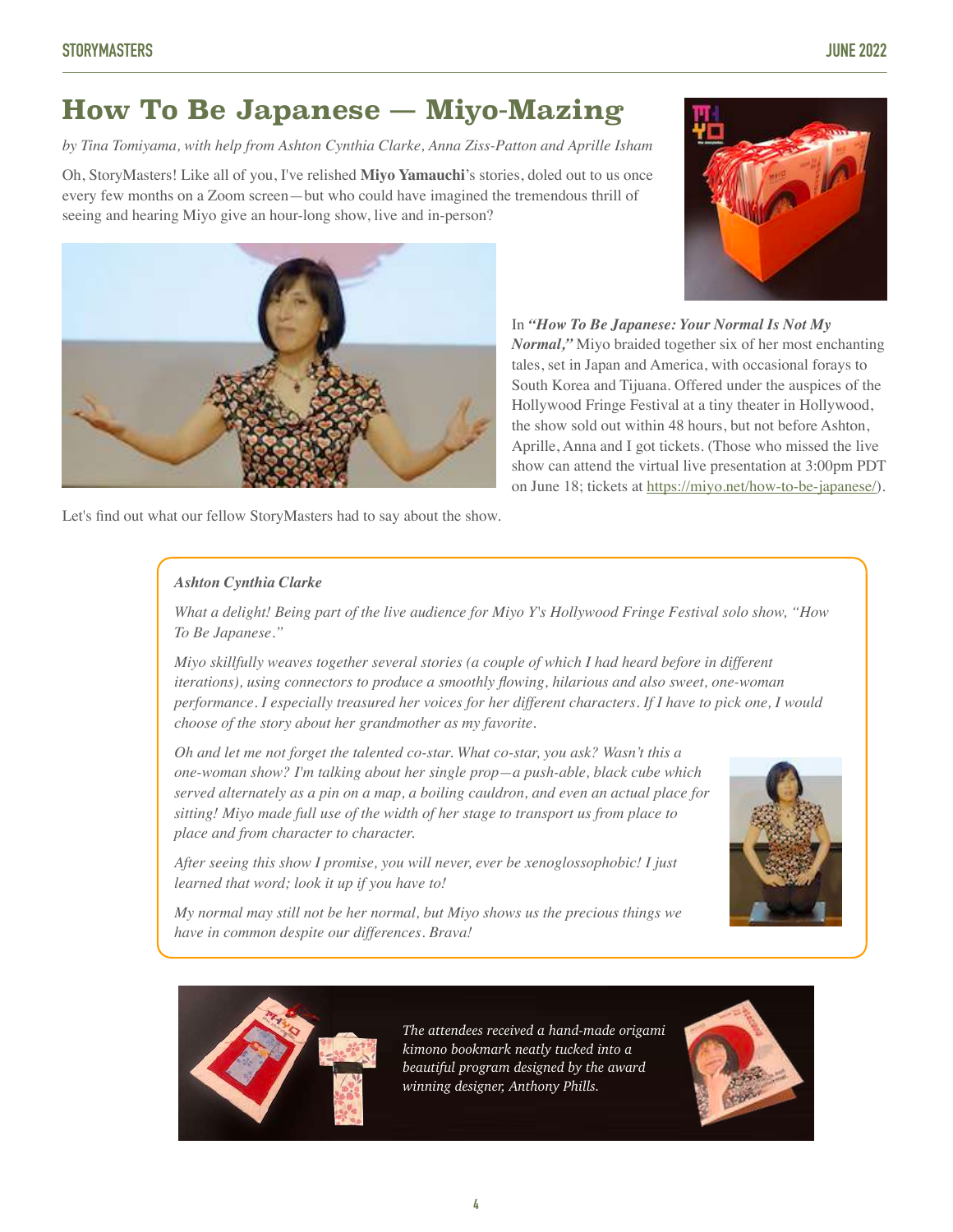# How To Be Japanese — Miyo-Mazing

*by Tina Tomiyama, with help from Ashton Cynthia Clarke, Anna Ziss-Patton and Aprille Isham*

Oh, StoryMasters! Like all of you, I've relished **Miyo Yamauchi**'s stories, doled out to us once every few months on a Zoom screen—but who could have imagined the tremendous thrill of seeing and hearing Miyo give an hour-long show, live and in-person?

In ***"How To Be Japanese: Your Normal Is Not My Normal,"*** Miyo braided together six of her most enchanting tales, set in Japan and America, with occasional forays to South Korea and Tijuana. Offered under the auspices of the Hollywood Fringe Festival at a tiny theater in Hollywood, the show sold out within 48 hours, but not before Ashton, Aprille, Anna and I got tickets. (Those who missed the live show can attend the virtual live presentation at 3:00pm PDT on June 18; tickets at https://miyo.net/how-to-be-japanese/).

Let's find out what our fellow StoryMasters had to say about the show.

***Ashton Cynthia Clarke***

*What a delight! Being part of the live audience for Miyo Y's Hollywood Fringe Festival solo show, "How To Be Japanese."*

*Miyo skillfully weaves together several stories (a couple of which I had heard before in different iterations), using connectors to produce a smoothly flowing, hilarious and also sweet, one-woman performance. I especially treasured her voices for her different characters. If I have to pick one, I would choose of the story about her grandmother as my favorite.*

*Oh and let me not forget the talented co-star. What co-star, you ask? Wasn't this a one-woman show? I'm talking about her single prop—a push-able, black cube which served alternately as a pin on a map, a boiling cauldron, and even an actual place for sitting! Miyo made full use of the width of her stage to transport us from place to place and from character to character.*

*After seeing this show I promise, you will never, ever be xenoglossophobic! I just learned that word; look it up if you have to!*

*My normal may still not be her normal, but Miyo shows us the precious things we have in common despite our differences. Brava!*

*The attendees received a hand-made origami kimono bookmark neatly tucked into a beautiful program designed by the award winning designer, Anthony Phills.*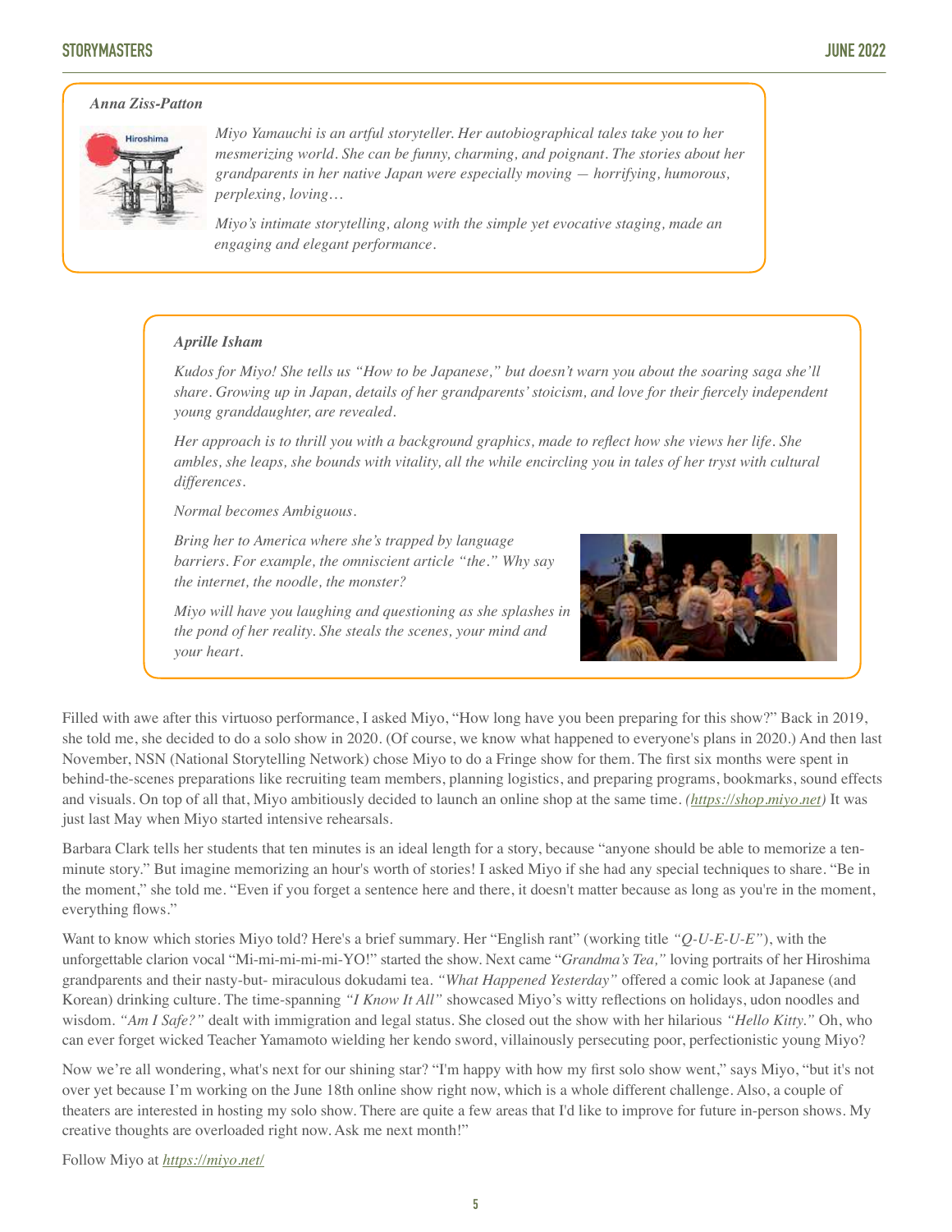***Anna Ziss-Patton***

*Miyo Yamauchi is an artful storyteller. Her autobiographical tales take you to her mesmerizing world. She can be funny, charming, and poignant. The stories about her grandparents in her native Japan were especially moving — horrifying, humorous, perplexing, loving…*

*Miyo's intimate storytelling, along with the simple yet evocative staging, made an engaging and elegant performance.*

***Aprille Isham***

*Kudos for Miyo! She tells us "How to be Japanese," but doesn't warn you about the soaring saga she'll share. Growing up in Japan, details of her grandparents' stoicism, and love for their fiercely independent young granddaughter, are revealed.*

*Her approach is to thrill you with a background graphics, made to reflect how she views her life. She ambles, she leaps, she bounds with vitality, all the while encircling you in tales of her tryst with cultural differences.*

*Normal becomes Ambiguous.*

*Bring her to America where she's trapped by language barriers. For example, the omniscient article "the." Why say the internet, the noodle, the monster?*

*Miyo will have you laughing and questioning as she splashes in the pond of her reality. She steals the scenes, your mind and your heart.*

Filled with awe after this virtuoso performance, I asked Miyo, "How long have you been preparing for this show?" Back in 2019, she told me, she decided to do a solo show in 2020. (Of course, we know what happened to everyone's plans in 2020.) And then last November, NSN (National Storytelling Network) chose Miyo to do a Fringe show for them. The first six months were spent in behind-the-scenes preparations like recruiting team members, planning logistics, and preparing programs, bookmarks, sound effects and visuals. On top of all that, Miyo ambitiously decided to launch an online shop at the same time. *(https://shop.miyo.net)* It was just last May when Miyo started intensive rehearsals.

Barbara Clark tells her students that ten minutes is an ideal length for a story, because "anyone should be able to memorize a ten-minute story." But imagine memorizing an hour's worth of stories! I asked Miyo if she had any special techniques to share. "Be in the moment," she told me. "Even if you forget a sentence here and there, it doesn't matter because as long as you're in the moment, everything flows."

Want to know which stories Miyo told? Here's a brief summary. Her "English rant" (working title *"Q-U-E-U-E"*), with the unforgettable clarion vocal "Mi-mi-mi-mi-mi-YO!" started the show. Next came "*Grandma's Tea,"* loving portraits of her Hiroshima grandparents and their nasty-but- miraculous dokudami tea. *"What Happened Yesterday"* offered a comic look at Japanese (and Korean) drinking culture. The time-spanning *"I Know It All"* showcased Miyo's witty reflections on holidays, udon noodles and wisdom. *"Am I Safe?"* dealt with immigration and legal status. She closed out the show with her hilarious *"Hello Kitty."* Oh, who can ever forget wicked Teacher Yamamoto wielding her kendo sword, villainously persecuting poor, perfectionistic young Miyo?

Now we're all wondering, what's next for our shining star? "I'm happy with how my first solo show went," says Miyo, "but it's not over yet because I'm working on the June 18th online show right now, which is a whole different challenge. Also, a couple of theaters are interested in hosting my solo show. There are quite a few areas that I'd like to improve for future in-person shows. My creative thoughts are overloaded right now. Ask me next month!"

Follow Miyo at *https://miyo.net/*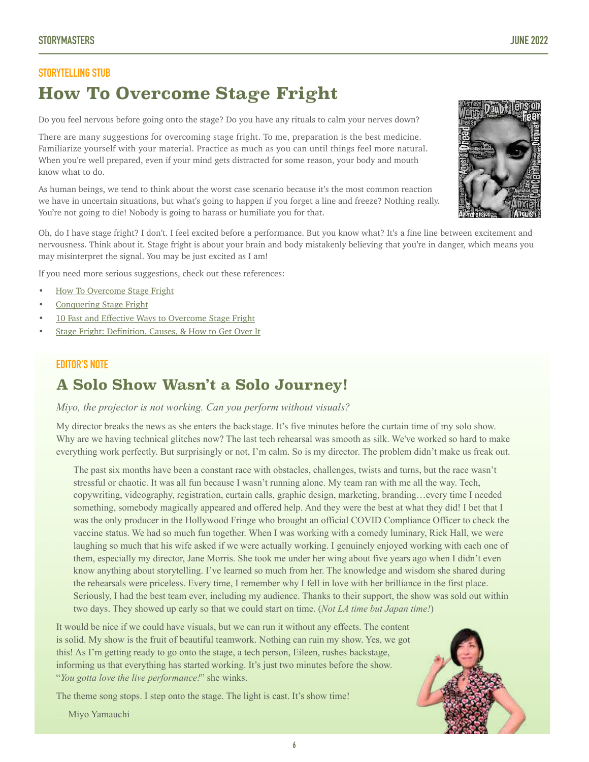STORYTELLING STUB

# How To Overcome Stage Fright

Do you feel nervous before going onto the stage? Do you have any rituals to calm your nerves down?

There are many suggestions for overcoming stage fright. To me, preparation is the best medicine. Familiarize yourself with your material. Practice as much as you can until things feel more natural. When you're well prepared, even if your mind gets distracted for some reason, your body and mouth know what to do.

As human beings, we tend to think about the worst case scenario because it's the most common reaction we have in uncertain situations, but what's going to happen if you forget a line and freeze? Nothing really. You're not going to die! Nobody is going to harass or humiliate you for that.

Oh, do I have stage fright? I don't. I feel excited before a performance. But you know what? It's a fine line between excitement and nervousness. Think about it. Stage fright is about your brain and body mistakenly believing that you're in danger, which means you may misinterpret the signal. You may be just excited as I am!

If you need more serious suggestions, check out these references:

- How To Overcome Stage Fright
- Conquering Stage Fright
- 10 Fast and Effective Ways to Overcome Stage Fright
- Stage Fright: Definition, Causes, & How to Get Over It

EDITOR'S NOTE

# A Solo Show Wasn't a Solo Journey!

*Miyo, the projector is not working. Can you perform without visuals?*

My director breaks the news as she enters the backstage. It's five minutes before the curtain time of my solo show. Why are we having technical glitches now? The last tech rehearsal was smooth as silk. We've worked so hard to make everything work perfectly. But surprisingly or not, I'm calm. So is my director. The problem didn't make us freak out.

> The past six months have been a constant race with obstacles, challenges, twists and turns, but the race wasn't stressful or chaotic. It was all fun because I wasn't running alone. My team ran with me all the way. Tech, copywriting, videography, registration, curtain calls, graphic design, marketing, branding…every time I needed something, somebody magically appeared and offered help. And they were the best at what they did! I bet that I was the only producer in the Hollywood Fringe who brought an official COVID Compliance Officer to check the vaccine status. We had so much fun together. When I was working with a comedy luminary, Rick Hall, we were laughing so much that his wife asked if we were actually working. I genuinely enjoyed working with each one of them, especially my director, Jane Morris. She took me under her wing about five years ago when I didn't even know anything about storytelling. I've learned so much from her. The knowledge and wisdom she shared during the rehearsals were priceless. Every time, I remember why I fell in love with her brilliance in the first place. Seriously, I had the best team ever, including my audience. Thanks to their support, the show was sold out within two days. They showed up early so that we could start on time. (*Not LA time but Japan time!*)

It would be nice if we could have visuals, but we can run it without any effects. The content is solid. My show is the fruit of beautiful teamwork. Nothing can ruin my show. Yes, we got this! As I'm getting ready to go onto the stage, a tech person, Eileen, rushes backstage, informing us that everything has started working. It's just two minutes before the show. "*You gotta love the live performance!*" she winks.

The theme song stops. I step onto the stage. The light is cast. It's show time!

— Miyo Yamauchi